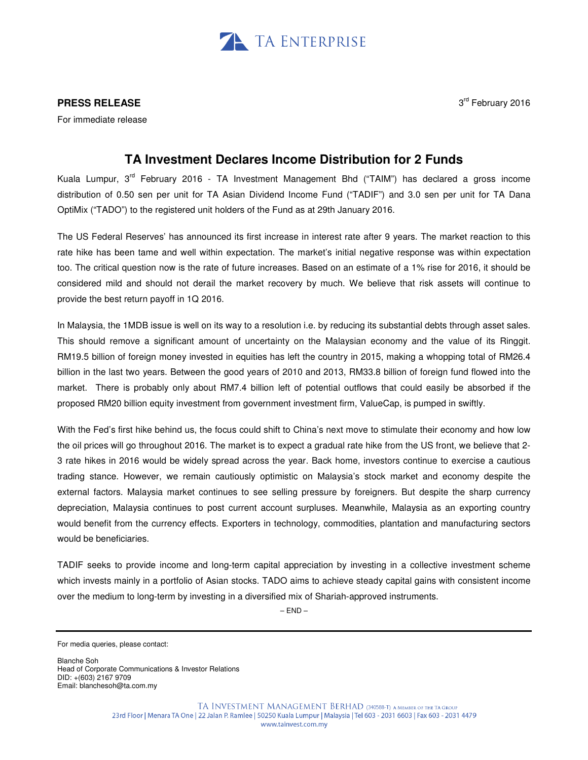TA ENTERPRISE

**PRESS RELEASE**

For immediate release

3rd February 2016

# TA Investment Declares Income Distribution for 2 Funds

Kuala Lumpur, 3rd February 2016 - TA Investment Management Bhd ("TAIM") has declared a gross income distribution of 0.50 sen per unit for TA Asian Dividend Income Fund ("TADIF") and 3.0 sen per unit for TA Dana OptiMix ("TADO") to the registered unit holders of the Fund as at 29th January 2016.

The US Federal Reserves' has announced its first increase in interest rate after 9 years. The market reaction to this rate hike has been tame and well within expectation. The market's initial negative response was within expectation too. The critical question now is the rate of future increases. Based on an estimate of a 1% rise for 2016, it should be considered mild and should not derail the market recovery by much. We believe that risk assets will continue to provide the best return payoff in 1Q 2016.

In Malaysia, the 1MDB issue is well on its way to a resolution i.e. by reducing its substantial debts through asset sales. This should remove a significant amount of uncertainty on the Malaysian economy and the value of its Ringgit. RM19.5 billion of foreign money invested in equities has left the country in 2015, making a whopping total of RM26.4 billion in the last two years. Between the good years of 2010 and 2013, RM33.8 billion of foreign fund flowed into the market. There is probably only about RM7.4 billion left of potential outflows that could easily be absorbed if the proposed RM20 billion equity investment from government investment firm, ValueCap, is pumped in swiftly.

With the Fed's first hike behind us, the focus could shift to China's next move to stimulate their economy and how low the oil prices will go throughout 2016. The market is to expect a gradual rate hike from the US front, we believe that 2-3 rate hikes in 2016 would be widely spread across the year. Back home, investors continue to exercise a cautious trading stance. However, we remain cautiously optimistic on Malaysia's stock market and economy despite the external factors. Malaysia market continues to see selling pressure by foreigners. But despite the sharp currency depreciation, Malaysia continues to post current account surpluses. Meanwhile, Malaysia as an exporting country would benefit from the currency effects. Exporters in technology, commodities, plantation and manufacturing sectors would be beneficiaries.

TADIF seeks to provide income and long-term capital appreciation by investing in a collective investment scheme which invests mainly in a portfolio of Asian stocks. TADO aims to achieve steady capital gains with consistent income over the medium to long-term by investing in a diversified mix of Shariah-approved instruments.

– END –

---

For media queries, please contact:

Blanche Soh
Head of Corporate Communications & Investor Relations
DID: +(603) 2167 9709
Email: blanchesoh@ta.com.my

TA INVESTMENT MANAGEMENT BERHAD (340588-T) A MEMBER OF THE TA GROUP
23rd Floor | Menara TA One | 22 Jalan P. Ramlee | 50250 Kuala Lumpur | Malaysia | Tel 603 - 2031 6603 | Fax 603 - 2031 4479
www.tainvest.com.my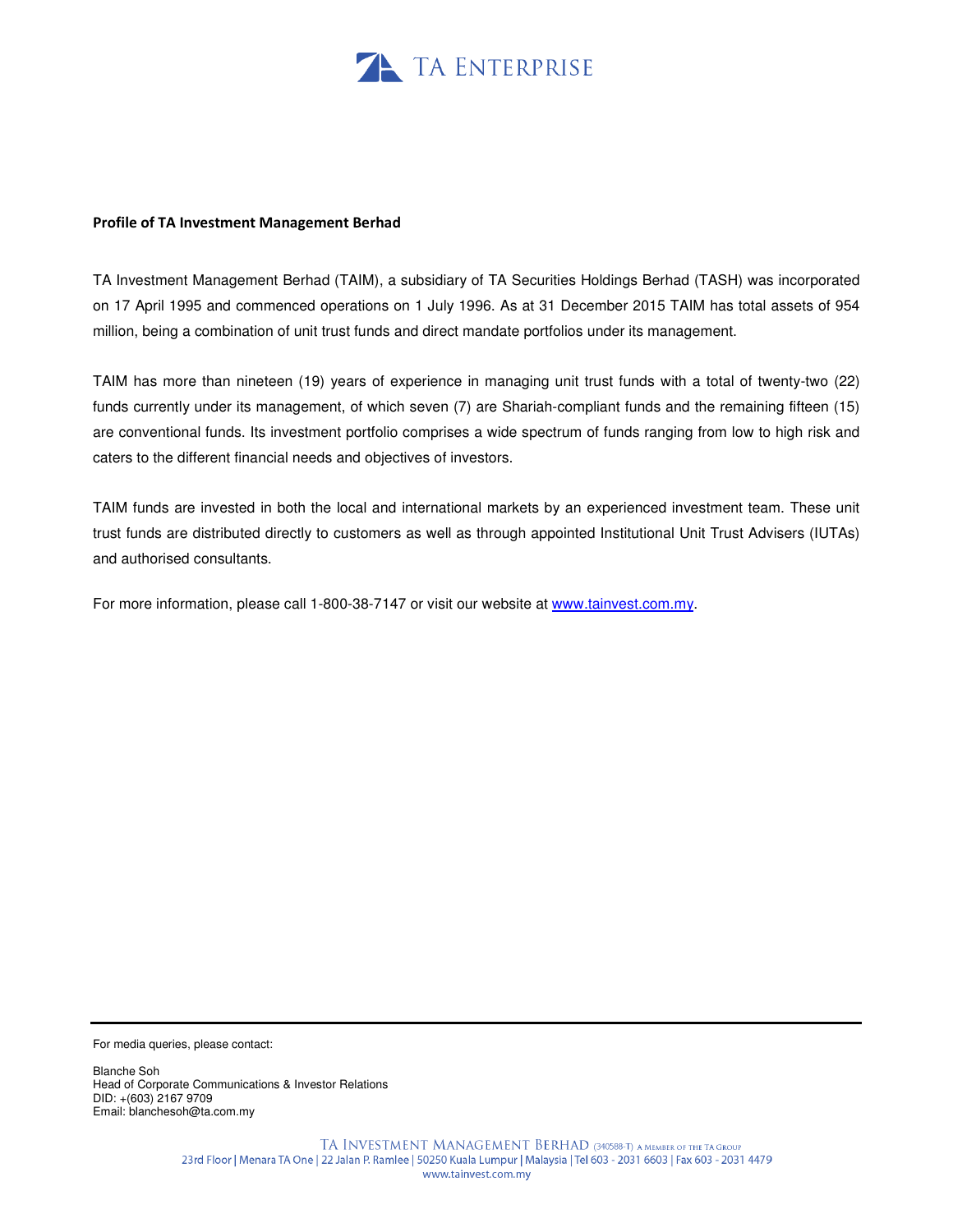**Profile of TA Investment Management Berhad**

TA Investment Management Berhad (TAIM), a subsidiary of TA Securities Holdings Berhad (TASH) was incorporated on 17 April 1995 and commenced operations on 1 July 1996. As at 31 December 2015 TAIM has total assets of 954 million, being a combination of unit trust funds and direct mandate portfolios under its management.

TAIM has more than nineteen (19) years of experience in managing unit trust funds with a total of twenty-two (22) funds currently under its management, of which seven (7) are Shariah-compliant funds and the remaining fifteen (15) are conventional funds. Its investment portfolio comprises a wide spectrum of funds ranging from low to high risk and caters to the different financial needs and objectives of investors.

TAIM funds are invested in both the local and international markets by an experienced investment team. These unit trust funds are distributed directly to customers as well as through appointed Institutional Unit Trust Advisers (IUTAs) and authorised consultants.

For more information, please call 1-800-38-7147 or visit our website at www.tainvest.com.my.

---

For media queries, please contact:

Blanche Soh
Head of Corporate Communications & Investor Relations
DID: +(603) 2167 9709
Email: blanchesoh@ta.com.my

TA INVESTMENT MANAGEMENT BERHAD (340588-T) A MEMBER OF THE TA GROUP
23rd Floor | Menara TA One | 22 Jalan P. Ramlee | 50250 Kuala Lumpur | Malaysia | Tel 603 - 2031 6603 | Fax 603 - 2031 4479
www.tainvest.com.my